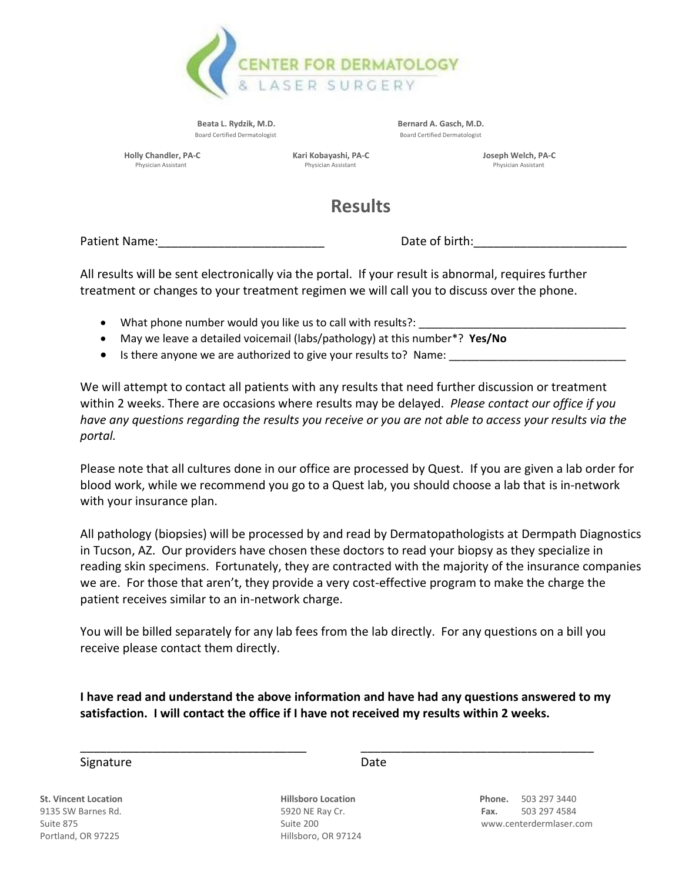# CENTER FOR DERMATOLOGY & LASER SURGERY

**Beata L. Rydzik, M.D.**
Board Certified Dermatologist

**Bernard A. Gasch, M.D.**
Board Certified Dermatologist

**Holly Chandler, PA-C**
Physician Assistant

**Kari Kobayashi, PA-C**
Physician Assistant

**Joseph Welch, PA-C**
Physician Assistant

## Results

Patient Name:_________________________ Date of birth:______________________

All results will be sent electronically via the portal. If your result is abnormal, requires further treatment or changes to your treatment regimen we will call you to discuss over the phone.

- What phone number would you like us to call with results?: _________________________________
- May we leave a detailed voicemail (labs/pathology) at this number*? **Yes/No**
- Is there anyone we are authorized to give your results to? Name: ____________________________

We will attempt to contact all patients with any results that need further discussion or treatment within 2 weeks. There are occasions where results may be delayed. *Please contact our office if you have any questions regarding the results you receive or you are not able to access your results via the portal.*

Please note that all cultures done in our office are processed by Quest. If you are given a lab order for blood work, while we recommend you go to a Quest lab, you should choose a lab that is in-network with your insurance plan.

All pathology (biopsies) will be processed by and read by Dermatopathologists at Dermpath Diagnostics in Tucson, AZ. Our providers have chosen these doctors to read your biopsy as they specialize in reading skin specimens. Fortunately, they are contracted with the majority of the insurance companies we are. For those that aren't, they provide a very cost-effective program to make the charge the patient receives similar to an in-network charge.

You will be billed separately for any lab fees from the lab directly. For any questions on a bill you receive please contact them directly.

**I have read and understand the above information and have had any questions answered to my satisfaction. I will contact the office if I have not received my results within 2 weeks.**

___________________________________ ____________________________________
Signature Date

**St. Vincent Location**
9135 SW Barnes Rd.
Suite 875
Portland, OR 97225

**Hillsboro Location**
5920 NE Ray Cr.
Suite 200
Hillsboro, OR 97124

**Phone.** 503 297 3440
**Fax.** 503 297 4584
www.centerdermlaser.com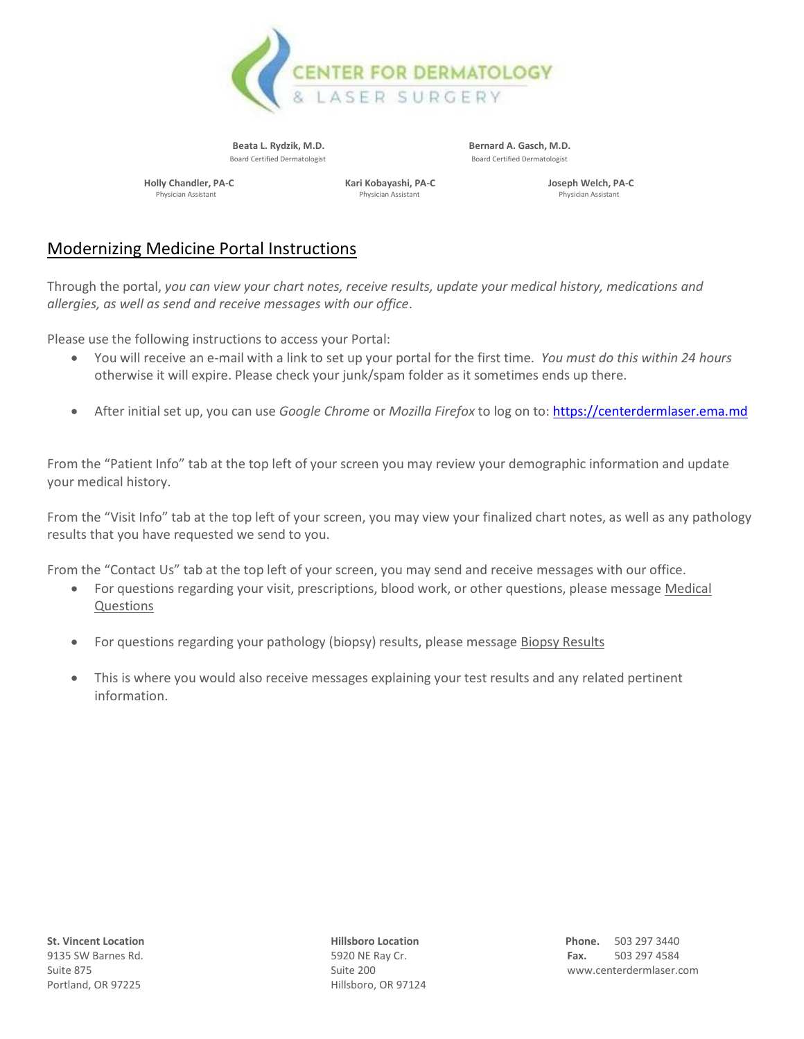CENTER FOR DERMATOLOGY
& LASER SURGERY

**Beata L. Rydzik, M.D.**
Board Certified Dermatologist

**Bernard A. Gasch, M.D.**
Board Certified Dermatologist

**Holly Chandler, PA-C**
Physician Assistant

**Kari Kobayashi, PA-C**
Physician Assistant

**Joseph Welch, PA-C**
Physician Assistant

## Modernizing Medicine Portal Instructions

Through the portal, *you can view your chart notes, receive results, update your medical history, medications and allergies, as well as send and receive messages with our office*.

Please use the following instructions to access your Portal:

- You will receive an e-mail with a link to set up your portal for the first time. *You must do this within 24 hours* otherwise it will expire. Please check your junk/spam folder as it sometimes ends up there.

- After initial set up, you can use *Google Chrome* or *Mozilla Firefox* to log on to: https://centerdermlaser.ema.md

From the "Patient Info" tab at the top left of your screen you may review your demographic information and update your medical history.

From the "Visit Info" tab at the top left of your screen, you may view your finalized chart notes, as well as any pathology results that you have requested we send to you.

From the "Contact Us" tab at the top left of your screen, you may send and receive messages with our office.

- For questions regarding your visit, prescriptions, blood work, or other questions, please message Medical Questions

- For questions regarding your pathology (biopsy) results, please message Biopsy Results

- This is where you would also receive messages explaining your test results and any related pertinent information.

**St. Vincent Location**
9135 SW Barnes Rd.
Suite 875
Portland, OR 97225

**Hillsboro Location**
5920 NE Ray Cr.
Suite 200
Hillsboro, OR 97124

**Phone.** 503 297 3440
**Fax.** 503 297 4584
www.centerdermlaser.com